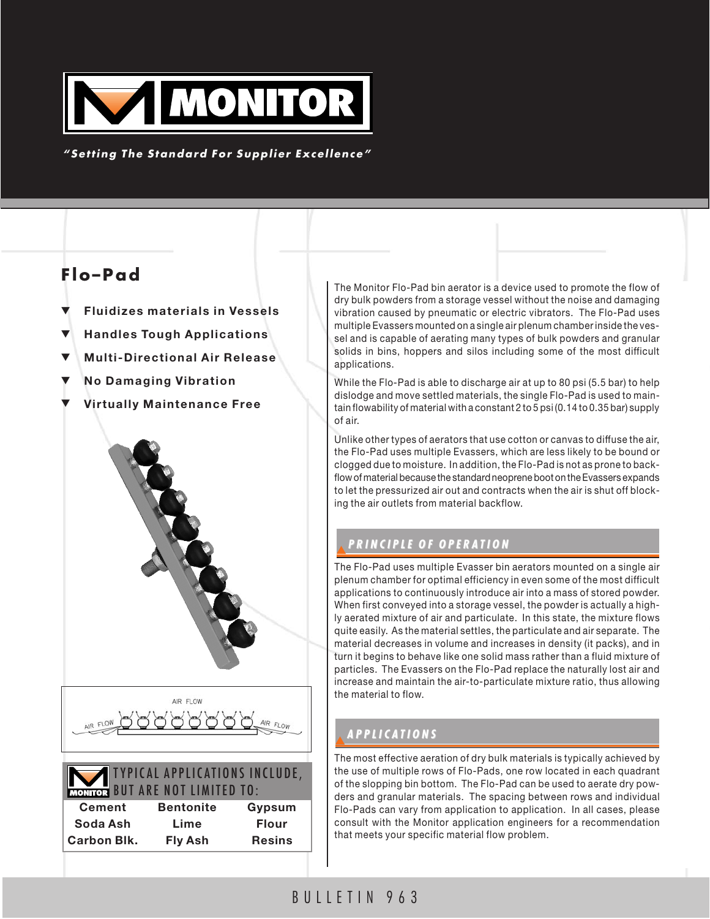# MONITOR

*"Setting The Standard For Supplier Excellence"*

## Flo–Pad

- Fluidizes materials in Vessels
- Handles Tough Applications
- Multi-Directional Air Release
- No Damaging Vibration
- Virtually Maintenance Free

AIR FLOW

AIR FLOW

AIR FLOW

| TYPICAL APPLICATIONS INCLUDE, BUT ARE NOT LIMITED TO: | | |
|---|---|---|
| Cement | Bentonite | Gypsum |
| Soda Ash | Lime | Flour |
| Carbon Blk. | Fly Ash | Resins |

The Monitor Flo-Pad bin aerator is a device used to promote the flow of dry bulk powders from a storage vessel without the noise and damaging vibration caused by pneumatic or electric vibrators. The Flo-Pad uses multiple Evassers mounted on a single air plenum chamber inside the vessel and is capable of aerating many types of bulk powders and granular solids in bins, hoppers and silos including some of the most difficult applications.

While the Flo-Pad is able to discharge air at up to 80 psi (5.5 bar) to help dislodge and move settled materials, the single Flo-Pad is used to maintain flowability of material with a constant 2 to 5 psi (0.14 to 0.35 bar) supply of air.

Unlike other types of aerators that use cotton or canvas to diffuse the air, the Flo-Pad uses multiple Evassers, which are less likely to be bound or clogged due to moisture. In addition, the Flo-Pad is not as prone to backflow of material because the standard neoprene boot on the Evassers expands to let the pressurized air out and contracts when the air is shut off blocking the air outlets from material backflow.

### PRINCIPLE OF OPERATION

The Flo-Pad uses multiple Evasser bin aerators mounted on a single air plenum chamber for optimal efficiency in even some of the most difficult applications to continuously introduce air into a mass of stored powder. When first conveyed into a storage vessel, the powder is actually a highly aerated mixture of air and particulate. In this state, the mixture flows quite easily. As the material settles, the particulate and air separate. The material decreases in volume and increases in density (it packs), and in turn it begins to behave like one solid mass rather than a fluid mixture of particles. The Evassers on the Flo-Pad replace the naturally lost air and increase and maintain the air-to-particulate mixture ratio, thus allowing the material to flow.

### APPLICATIONS

The most effective aeration of dry bulk materials is typically achieved by the use of multiple rows of Flo-Pads, one row located in each quadrant of the slopping bin bottom. The Flo-Pad can be used to aerate dry powders and granular materials. The spacing between rows and individual Flo-Pads can vary from application to application. In all cases, please consult with the Monitor application engineers for a recommendation that meets your specific material flow problem.

BULLETIN 963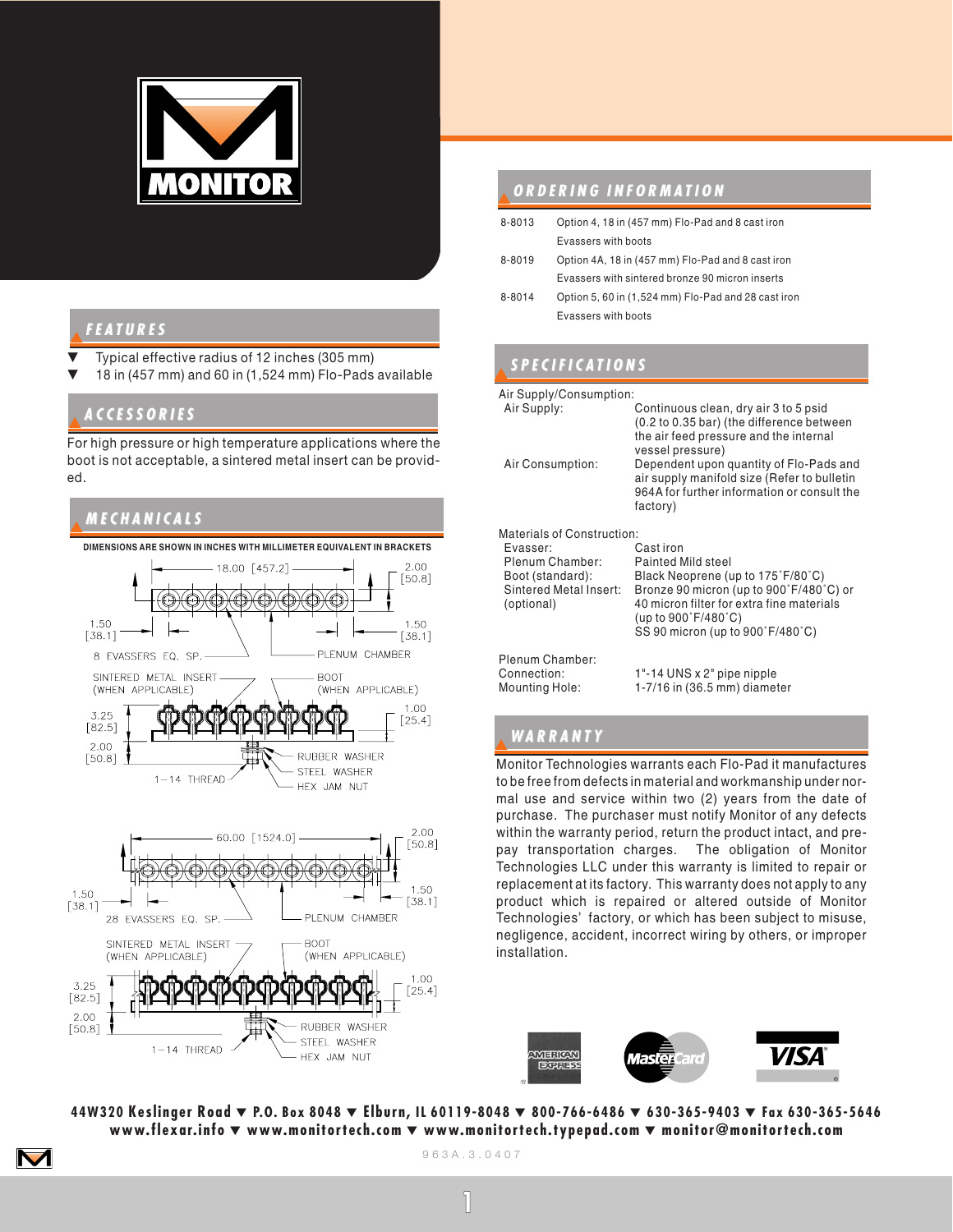## FEATURES

- Typical effective radius of 12 inches (305 mm)
- 18 in (457 mm) and 60 in (1,524 mm) Flo-Pads available

## ACCESSORIES

For high pressure or high temperature applications where the boot is not acceptable, a sintered metal insert can be provided.

## MECHANICALS

DIMENSIONS ARE SHOWN IN INCHES WITH MILLIMETER EQUIVALENT IN BRACKETS

18.00 [457.2]
2.00 [50.8]
1.50 [38.1]
1.50 [38.1]
8 EVASSERS EQ. SP.
PLENUM CHAMBER
SINTERED METAL INSERT (WHEN APPLICABLE)
BOOT (WHEN APPLICABLE)
3.25 [82.5]
1.00 [25.4]
2.00 [50.8]
RUBBER WASHER
STEEL WASHER
HEX JAM NUT
1-14 THREAD

60.00 [1524.0]
2.00 [50.8]
1.50 [38.1]
1.50 [38.1]
28 EVASSERS EQ. SP.
PLENUM CHAMBER
SINTERED METAL INSERT (WHEN APPLICABLE)
BOOT (WHEN APPLICABLE)
3.25 [82.5]
1.00 [25.4]
2.00 [50.8]
RUBBER WASHER
STEEL WASHER
HEX JAM NUT
1-14 THREAD

## ORDERING INFORMATION

| | |
|---|---|
| 8-8013 | Option 4, 18 in (457 mm) Flo-Pad and 8 cast iron Evassers with boots |
| 8-8019 | Option 4A, 18 in (457 mm) Flo-Pad and 8 cast iron Evassers with sintered bronze 90 micron inserts |
| 8-8014 | Option 5, 60 in (1,524 mm) Flo-Pad and 28 cast iron Evassers with boots |

## SPECIFICATIONS

**Air Supply/Consumption:**

| | |
|---|---|
| Air Supply: | Continuous clean, dry air 3 to 5 psid (0.2 to 0.35 bar) (the difference between the air feed pressure and the internal vessel pressure) |
| Air Consumption: | Dependent upon quantity of Flo-Pads and air supply manifold size (Refer to bulletin 964A for further information or consult the factory) |

**Materials of Construction:**

| | |
|---|---|
| Evasser: | Cast iron |
| Plenum Chamber: | Painted Mild steel |
| Boot (standard): | Black Neoprene (up to 175˚F/80˚C) |
| Sintered Metal Insert: (optional) | Bronze 90 micron (up to 900˚F/480˚C) or 40 micron filter for extra fine materials (up to 900˚F/480˚C) SS 90 micron (up to 900˚F/480˚C) |

**Plenum Chamber:**

| | |
|---|---|
| Connection: | 1"-14 UNS x 2" pipe nipple |
| Mounting Hole: | 1-7/16 in (36.5 mm) diameter |

## WARRANTY

Monitor Technologies warrants each Flo-Pad it manufactures to be free from defects in material and workmanship under normal use and service within two (2) years from the date of purchase. The purchaser must notify Monitor of any defects within the warranty period, return the product intact, and prepay transportation charges. The obligation of Monitor Technologies LLC under this warranty is limited to repair or replacement at its factory. This warranty does not apply to any product which is repaired or altered outside of Monitor Technologies' factory, or which has been subject to misuse, negligence, accident, incorrect wiring by others, or improper installation.

**44W320 Keslinger Road ▼ P.O. Box 8048 ▼ Elburn, IL 60119-8048 ▼ 800-766-6486 ▼ 630-365-9403 ▼ Fax 630-365-5646**
**www.flexar.info ▼ www.monitortech.com ▼ www.monitortech.typepad.com ▼ monitor@monitortech.com**

963A.3.0407